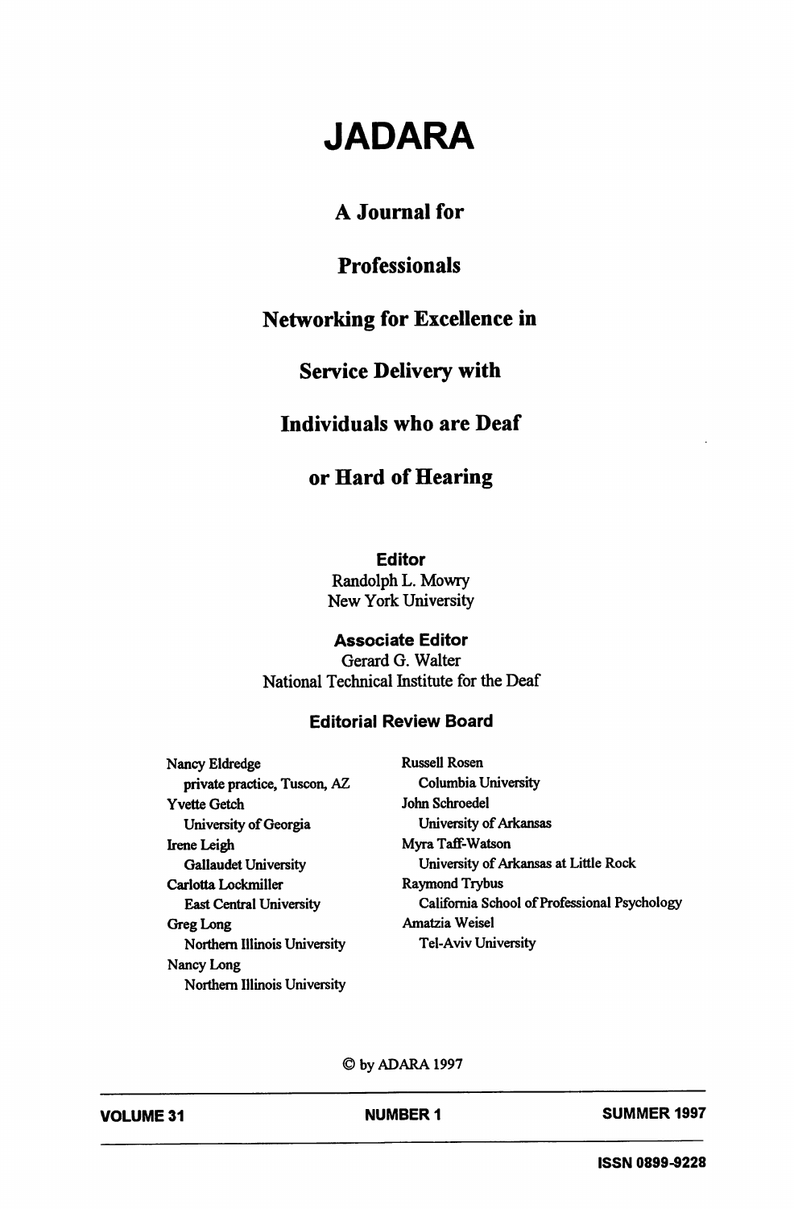# JADARA

## A Journal for Professionals Networking for Excellence in Service Delivery with Individuals who are Deaf or Hard of Hearing

**Editor**
Randolph L. Mowry
New York University

**Associate Editor**
Gerard G. Walter
National Technical Institute for the Deaf

**Editorial Review Board**

Nancy Eldredge
private practice, Tuscon, AZ

Yvette Getch
University of Georgia

Irene Leigh
Gallaudet University

Carlotta Lockmiller
East Central University

Greg Long
Northern Illinois University

Nancy Long
Northern Illinois University

Russell Rosen
Columbia University

John Schroedel
University of Arkansas

Myra Taff-Watson
University of Arkansas at Little Rock

Raymond Trybus
California School of Professional Psychology

Amatzia Weisel
Tel-Aviv University

© by ADARA 1997

**VOLUME 31** **NUMBER 1** **SUMMER 1997**

**ISSN 0899-9228**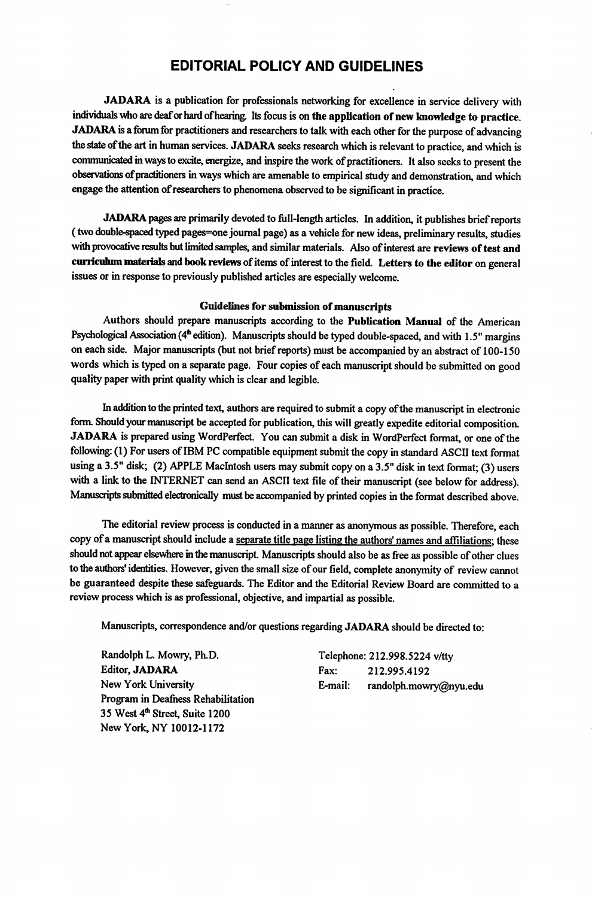# EDITORIAL POLICY AND GUIDELINES

**JADARA** is a publication for professionals networking for excellence in service delivery with individuals who are deaf or hard of hearing. Its focus is on **the application of new knowledge to practice.** **JADARA** is a forum for practitioners and researchers to talk with each other for the purpose of advancing the state of the art in human services. **JADARA** seeks research which is relevant to practice, and which is communicated in ways to excite, energize, and inspire the work of practitioners. It also seeks to present the observations of practitioners in ways which are amenable to empirical study and demonstration, and which engage the attention of researchers to phenomena observed to be significant in practice.

**JADARA** pages are primarily devoted to full-length articles. In addition, it publishes brief reports ( two double-spaced typed pages=one journal page) as a vehicle for new ideas, preliminary results, studies with provocative results but limited samples, and similar materials. Also of interest are **reviews of test and curriculum materials** and **book reviews** of items of interest to the field. **Letters to the editor** on general issues or in response to previously published articles are especially welcome.

### Guidelines for submission of manuscripts

Authors should prepare manuscripts according to the **Publication Manual** of the American Psychological Association (4th edition). Manuscripts should be typed double-spaced, and with 1.5" margins on each side. Major manuscripts (but not brief reports) must be accompanied by an abstract of 100-150 words which is typed on a separate page. Four copies of each manuscript should be submitted on good quality paper with print quality which is clear and legible.

In addition to the printed text, authors are required to submit a copy of the manuscript in electronic form. Should your manuscript be accepted for publication, this will greatly expedite editorial composition. **JADARA** is prepared using WordPerfect. You can submit a disk in WordPerfect format, or one of the following: (1) For users of IBM PC compatible equipment submit the copy in standard ASCII text format using a 3.5" disk; (2) APPLE MacIntosh users may submit copy on a 3.5" disk in text format; (3) users with a link to the INTERNET can send an ASCII text file of their manuscript (see below for address). Manuscripts submitted electronically must be accompanied by printed copies in the format described above.

The editorial review process is conducted in a manner as anonymous as possible. Therefore, each copy of a manuscript should include a separate title page listing the authors' names and affiliations; these should not appear elsewhere in the manuscript. Manuscripts should also be as free as possible of other clues to the authors' identities. However, given the small size of our field, complete anonymity of review cannot be guaranteed despite these safeguards. The Editor and the Editorial Review Board are committed to a review process which is as professional, objective, and impartial as possible.

Manuscripts, correspondence and/or questions regarding **JADARA** should be directed to:

Randolph L. Mowry, Ph.D.
**Editor, JADARA**
New York University
Program in Deafness Rehabilitation
35 West 4th Street, Suite 1200
New York, NY 10012-1172

Telephone: 212.998.5224 v/tty
Fax: 212.995.4192
E-mail: randolph.mowry@nyu.edu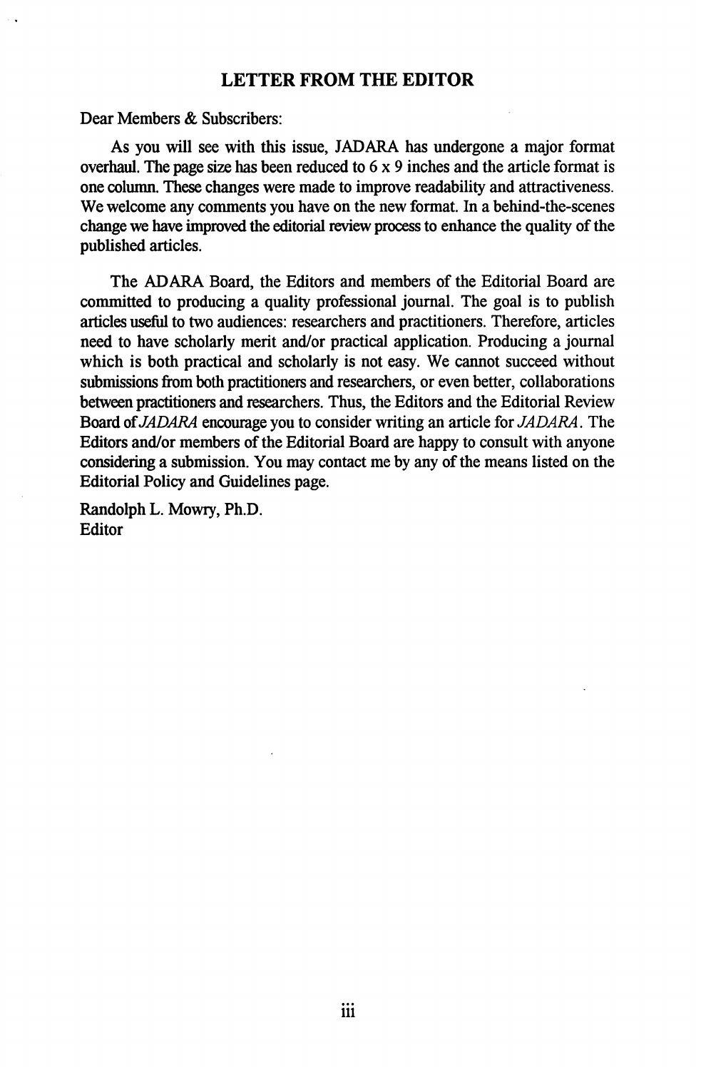## LETTER FROM THE EDITOR

Dear Members & Subscribers:

As you will see with this issue, JADARA has undergone a major format overhaul. The page size has been reduced to 6 x 9 inches and the article format is one column. These changes were made to improve readability and attractiveness. We welcome any comments you have on the new format. In a behind-the-scenes change we have improved the editorial review process to enhance the quality of the published articles.

The ADARA Board, the Editors and members of the Editorial Board are committed to producing a quality professional journal. The goal is to publish articles useful to two audiences: researchers and practitioners. Therefore, articles need to have scholarly merit and/or practical application. Producing a journal which is both practical and scholarly is not easy. We cannot succeed without submissions from both practitioners and researchers, or even better, collaborations between practitioners and researchers. Thus, the Editors and the Editorial Review Board of *JADARA* encourage you to consider writing an article for *JADARA*. The Editors and/or members of the Editorial Board are happy to consult with anyone considering a submission. You may contact me by any of the means listed on the Editorial Policy and Guidelines page.

Randolph L. Mowry, Ph.D.
Editor